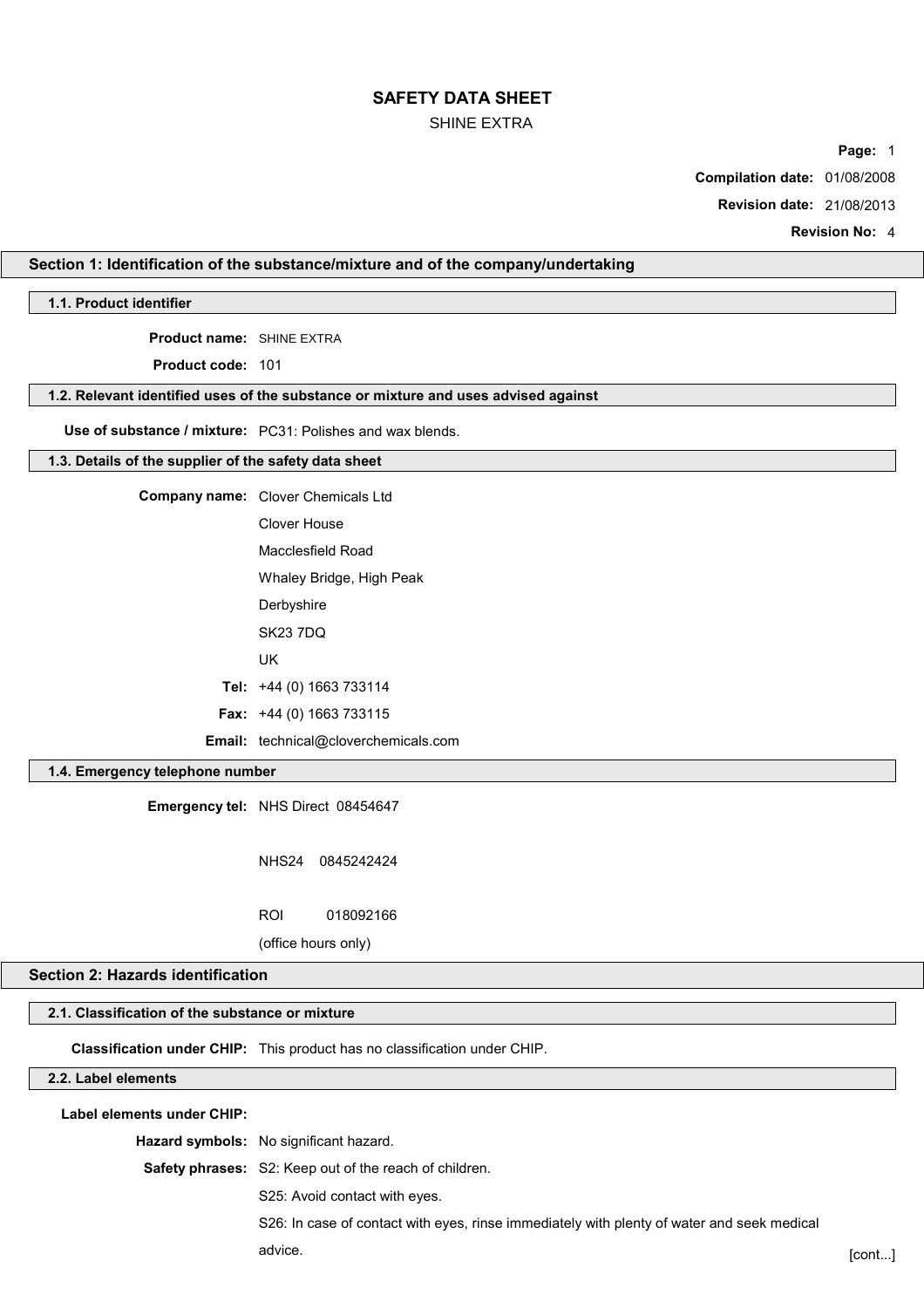# SAFETY DATA SHEET

SHINE EXTRA

**Compilation date:** 01/08/2008

**Revision date:** 21/08/2013

**Revision No:** 4

## Section 1: Identification of the substance/mixture and of the company/undertaking

### 1.1. Product identifier

**Product name:** SHINE EXTRA

**Product code:** 101

### 1.2. Relevant identified uses of the substance or mixture and uses advised against

**Use of substance / mixture:** PC31: Polishes and wax blends.

### 1.3. Details of the supplier of the safety data sheet

**Company name:** Clover Chemicals Ltd
Clover House
Macclesfield Road
Whaley Bridge, High Peak
Derbyshire
SK23 7DQ
UK

**Tel:** +44 (0) 1663 733114

**Fax:** +44 (0) 1663 733115

**Email:** technical@cloverchemicals.com

### 1.4. Emergency telephone number

**Emergency tel:** NHS Direct 08454647

NHS24 0845242424

ROI 018092166

(office hours only)

## Section 2: Hazards identification

### 2.1. Classification of the substance or mixture

**Classification under CHIP:** This product has no classification under CHIP.

### 2.2. Label elements

**Label elements under CHIP:**

**Hazard symbols:** No significant hazard.

**Safety phrases:** S2: Keep out of the reach of children.

S25: Avoid contact with eyes.

S26: In case of contact with eyes, rinse immediately with plenty of water and seek medical advice.

[cont...]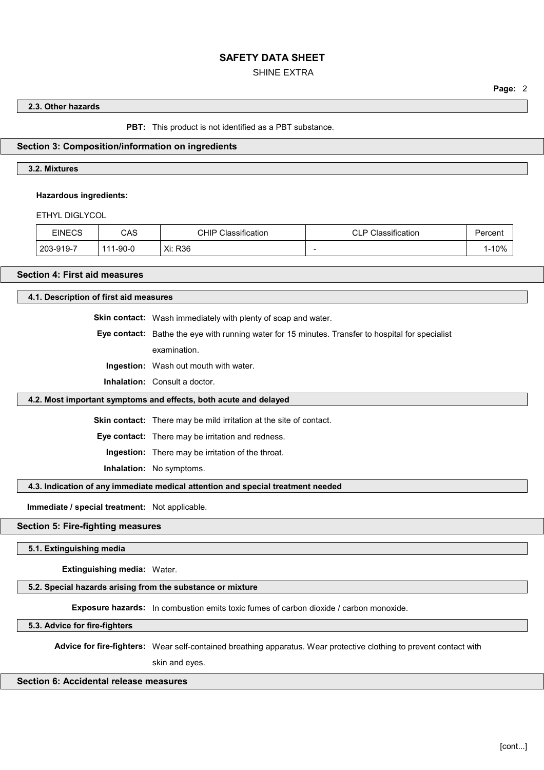### 2.3. Other hazards

**PBT:** This product is not identified as a PBT substance.

## Section 3: Composition/information on ingredients

### 3.2. Mixtures

**Hazardous ingredients:**

ETHYL DIGLYCOL

| EINECS | CAS | CHIP Classification | CLP Classification | Percent |
|---|---|---|---|---|
| 203-919-7 | 111-90-0 | Xi: R36 | - | 1-10% |

## Section 4: First aid measures

### 4.1. Description of first aid measures

**Skin contact:** Wash immediately with plenty of soap and water.

**Eye contact:** Bathe the eye with running water for 15 minutes. Transfer to hospital for specialist examination.

**Ingestion:** Wash out mouth with water.

**Inhalation:** Consult a doctor.

### 4.2. Most important symptoms and effects, both acute and delayed

**Skin contact:** There may be mild irritation at the site of contact.

**Eye contact:** There may be irritation and redness.

**Ingestion:** There may be irritation of the throat.

**Inhalation:** No symptoms.

### 4.3. Indication of any immediate medical attention and special treatment needed

**Immediate / special treatment:** Not applicable.

## Section 5: Fire-fighting measures

### 5.1. Extinguishing media

**Extinguishing media:** Water.

### 5.2. Special hazards arising from the substance or mixture

**Exposure hazards:** In combustion emits toxic fumes of carbon dioxide / carbon monoxide.

### 5.3. Advice for fire-fighters

**Advice for fire-fighters:** Wear self-contained breathing apparatus. Wear protective clothing to prevent contact with skin and eyes.

## Section 6: Accidental release measures

[cont...]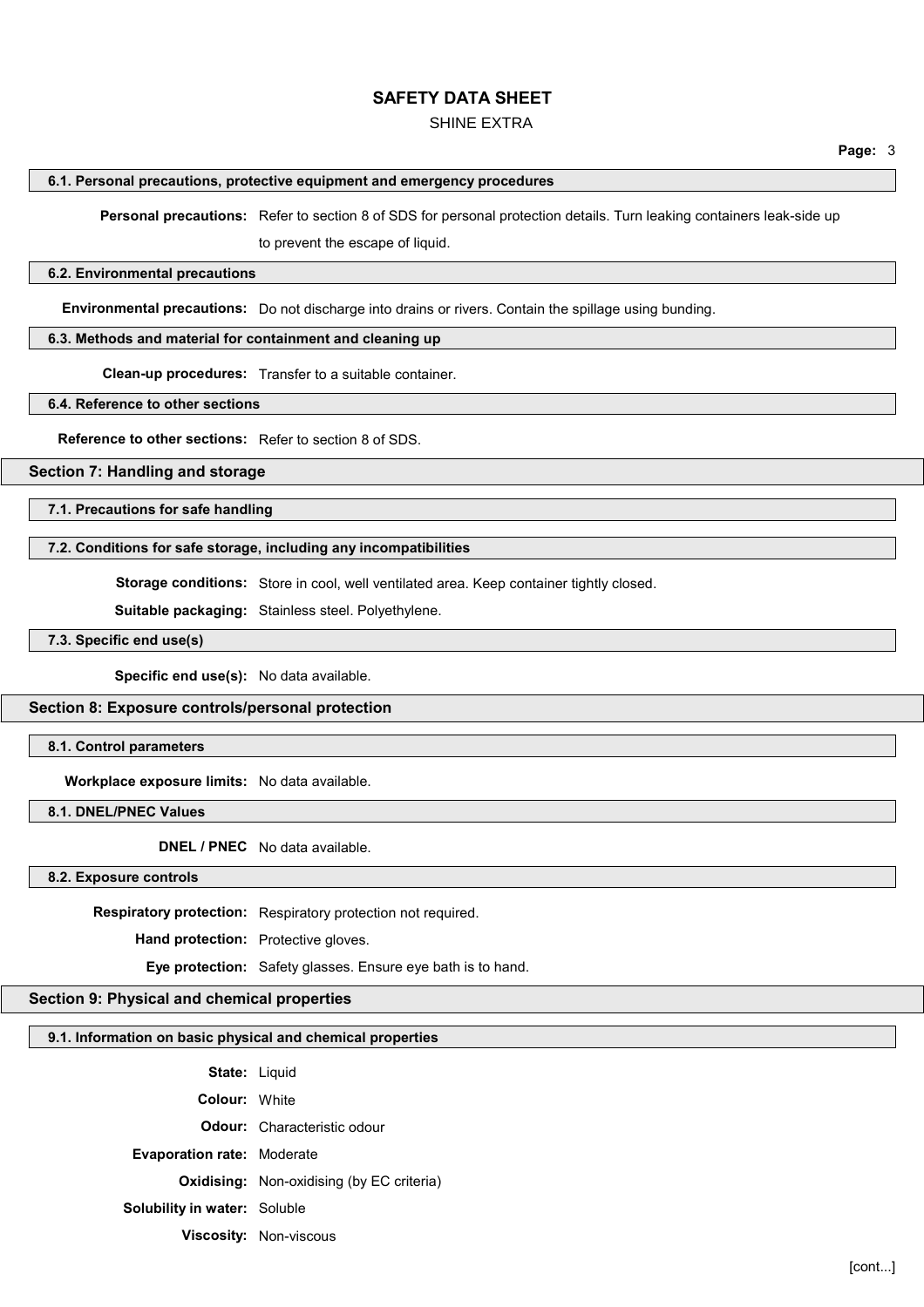### 6.1. Personal precautions, protective equipment and emergency procedures

**Personal precautions:** Refer to section 8 of SDS for personal protection details. Turn leaking containers leak-side up to prevent the escape of liquid.

### 6.2. Environmental precautions

**Environmental precautions:** Do not discharge into drains or rivers. Contain the spillage using bunding.

### 6.3. Methods and material for containment and cleaning up

**Clean-up procedures:** Transfer to a suitable container.

### 6.4. Reference to other sections

**Reference to other sections:** Refer to section 8 of SDS.

## Section 7: Handling and storage

### 7.1. Precautions for safe handling

### 7.2. Conditions for safe storage, including any incompatibilities

**Storage conditions:** Store in cool, well ventilated area. Keep container tightly closed.

**Suitable packaging:** Stainless steel. Polyethylene.

### 7.3. Specific end use(s)

**Specific end use(s):** No data available.

## Section 8: Exposure controls/personal protection

### 8.1. Control parameters

**Workplace exposure limits:** No data available.

### 8.1. DNEL/PNEC Values

**DNEL / PNEC** No data available.

### 8.2. Exposure controls

**Respiratory protection:** Respiratory protection not required.

**Hand protection:** Protective gloves.

**Eye protection:** Safety glasses. Ensure eye bath is to hand.

## Section 9: Physical and chemical properties

### 9.1. Information on basic physical and chemical properties

**State:** Liquid

**Colour:** White

**Odour:** Characteristic odour

**Evaporation rate:** Moderate

**Oxidising:** Non-oxidising (by EC criteria)

**Solubility in water:** Soluble

**Viscosity:** Non-viscous

[cont...]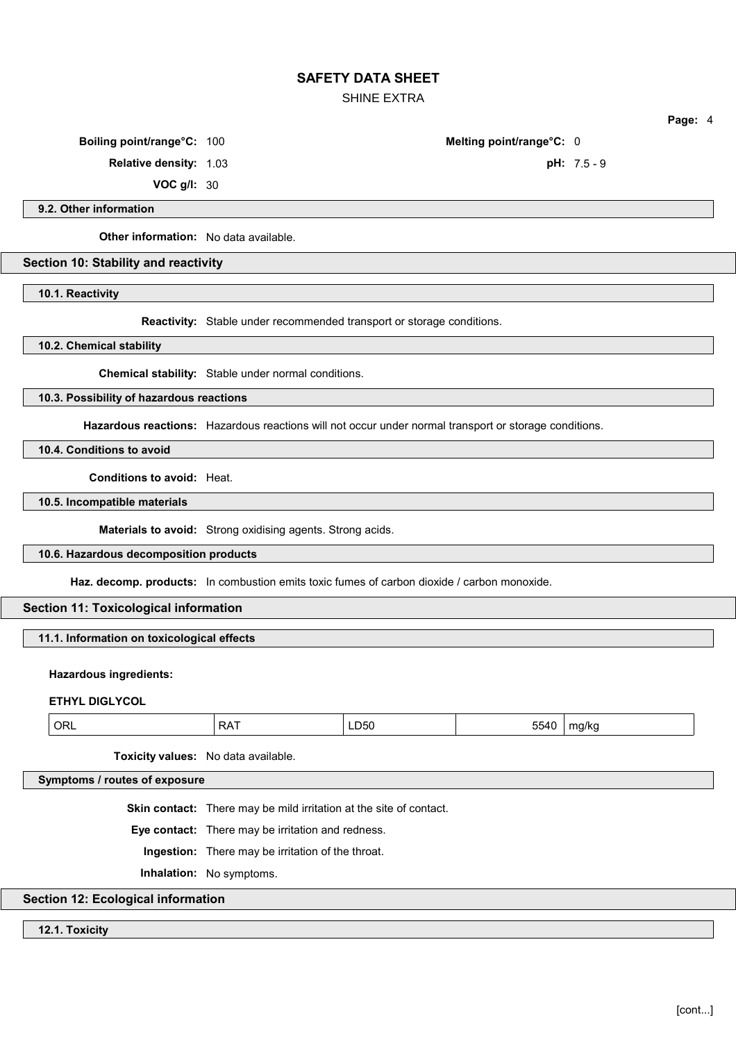**Boiling point/range°C:** 100

**Melting point/range°C:** 0

**Relative density:** 1.03

**pH:** 7.5 - 9

**VOC g/l:** 30

### 9.2. Other information

**Other information:** No data available.

## Section 10: Stability and reactivity

### 10.1. Reactivity

**Reactivity:** Stable under recommended transport or storage conditions.

### 10.2. Chemical stability

**Chemical stability:** Stable under normal conditions.

### 10.3. Possibility of hazardous reactions

**Hazardous reactions:** Hazardous reactions will not occur under normal transport or storage conditions.

### 10.4. Conditions to avoid

**Conditions to avoid:** Heat.

### 10.5. Incompatible materials

**Materials to avoid:** Strong oxidising agents. Strong acids.

### 10.6. Hazardous decomposition products

**Haz. decomp. products:** In combustion emits toxic fumes of carbon dioxide / carbon monoxide.

## Section 11: Toxicological information

### 11.1. Information on toxicological effects

**Hazardous ingredients:**

**ETHYL DIGLYCOL**

| ORL | RAT | LD50 | 5540 | mg/kg |
|---|---|---|---|---|

**Toxicity values:** No data available.

### Symptoms / routes of exposure

**Skin contact:** There may be mild irritation at the site of contact.

**Eye contact:** There may be irritation and redness.

**Ingestion:** There may be irritation of the throat.

**Inhalation:** No symptoms.

## Section 12: Ecological information

### 12.1. Toxicity

[cont...]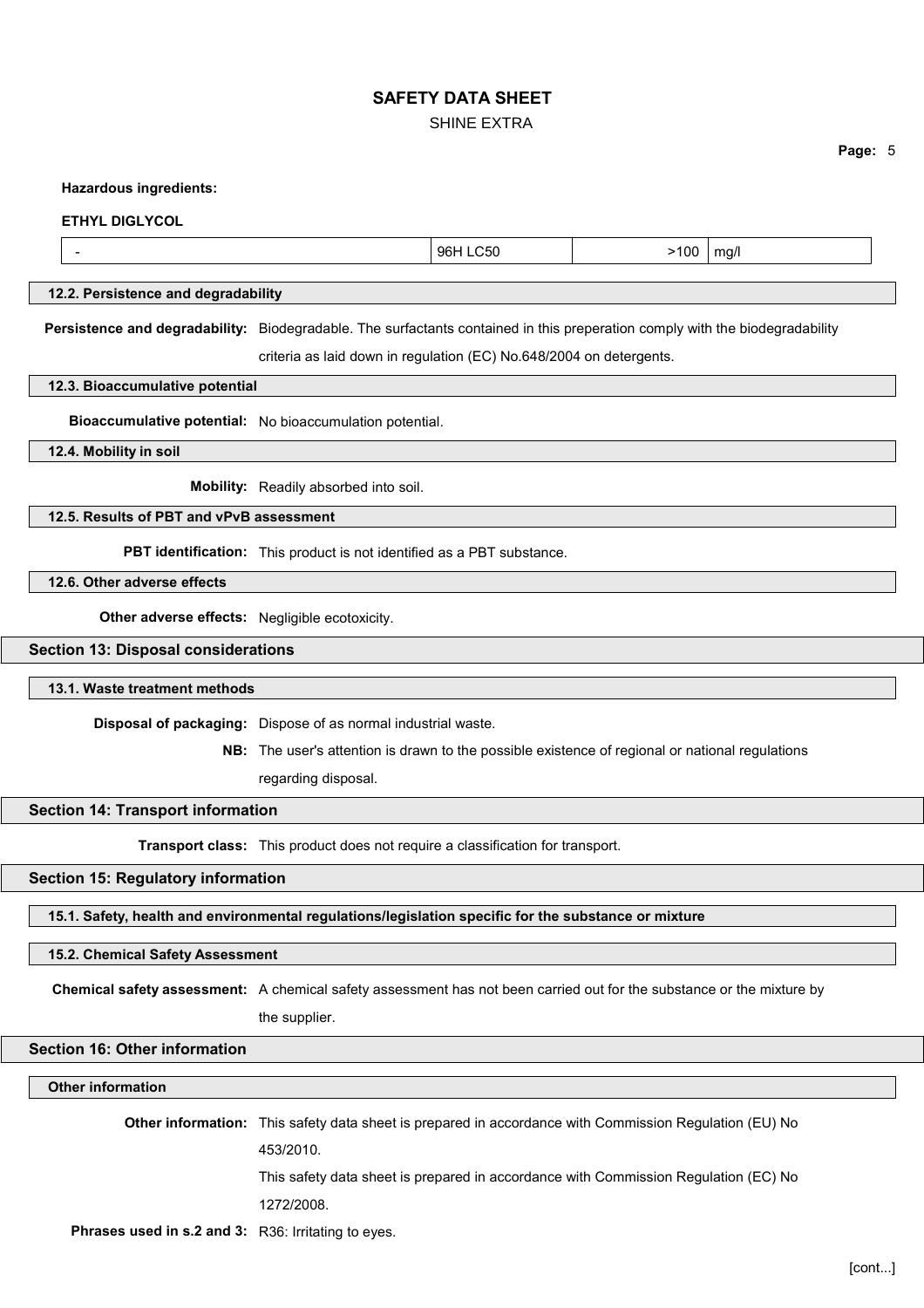**Hazardous ingredients:**

**ETHYL DIGLYCOL**

| - | 96H LC50 | >100 | mg/l |
|---|---|---|---|

### 12.2. Persistence and degradability

**Persistence and degradability:** Biodegradable. The surfactants contained in this preperation comply with the biodegradability criteria as laid down in regulation (EC) No.648/2004 on detergents.

### 12.3. Bioaccumulative potential

**Bioaccumulative potential:** No bioaccumulation potential.

### 12.4. Mobility in soil

**Mobility:** Readily absorbed into soil.

### 12.5. Results of PBT and vPvB assessment

**PBT identification:** This product is not identified as a PBT substance.

### 12.6. Other adverse effects

**Other adverse effects:** Negligible ecotoxicity.

## Section 13: Disposal considerations

### 13.1. Waste treatment methods

**Disposal of packaging:** Dispose of as normal industrial waste.

**NB:** The user's attention is drawn to the possible existence of regional or national regulations regarding disposal.

## Section 14: Transport information

**Transport class:** This product does not require a classification for transport.

## Section 15: Regulatory information

### 15.1. Safety, health and environmental regulations/legislation specific for the substance or mixture

### 15.2. Chemical Safety Assessment

**Chemical safety assessment:** A chemical safety assessment has not been carried out for the substance or the mixture by the supplier.

## Section 16: Other information

### Other information

**Other information:** This safety data sheet is prepared in accordance with Commission Regulation (EU) No 453/2010.

This safety data sheet is prepared in accordance with Commission Regulation (EC) No 1272/2008.

**Phrases used in s.2 and 3:** R36: Irritating to eyes.

[cont...]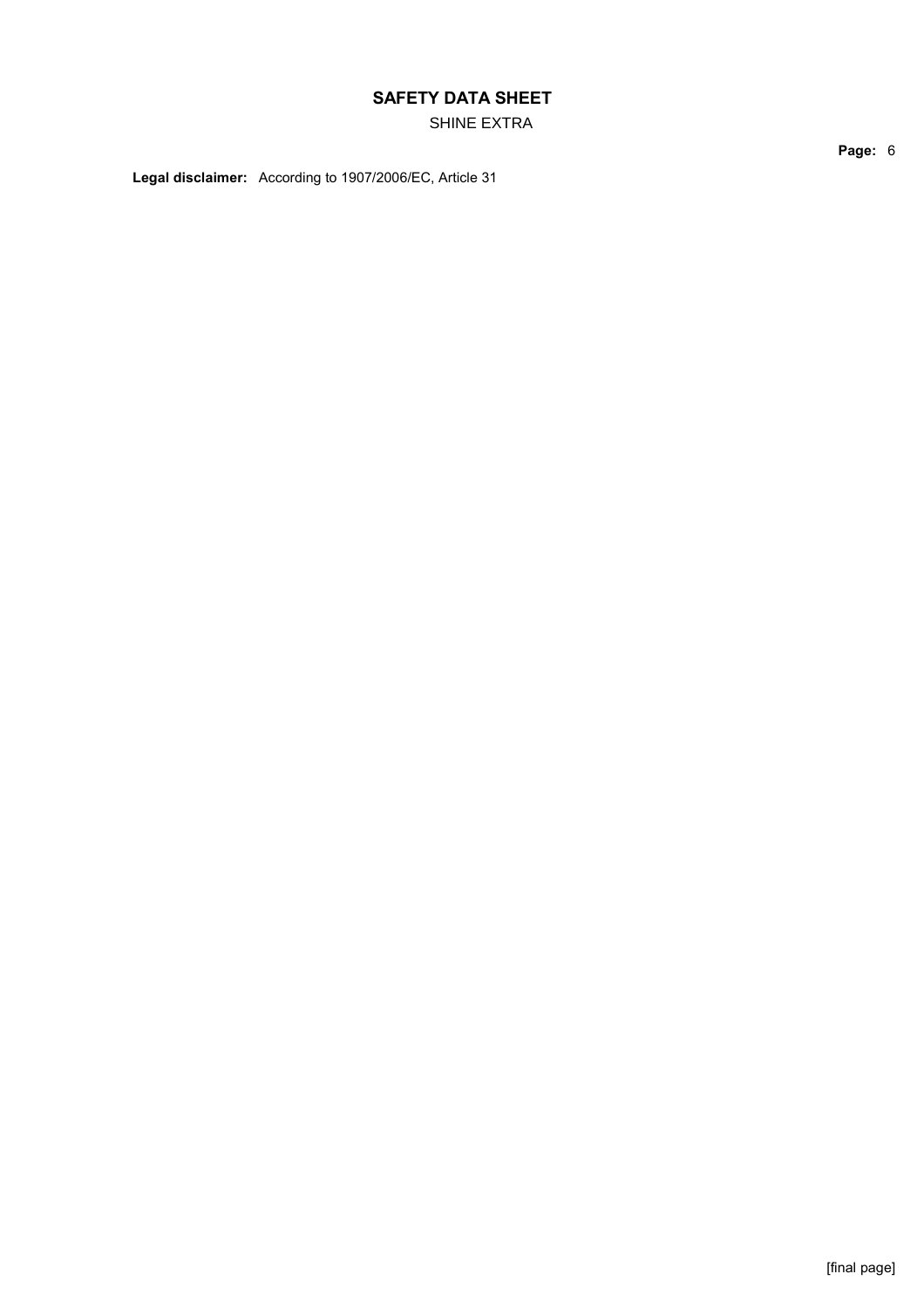**Legal disclaimer:** According to 1907/2006/EC, Article 31

[final page]